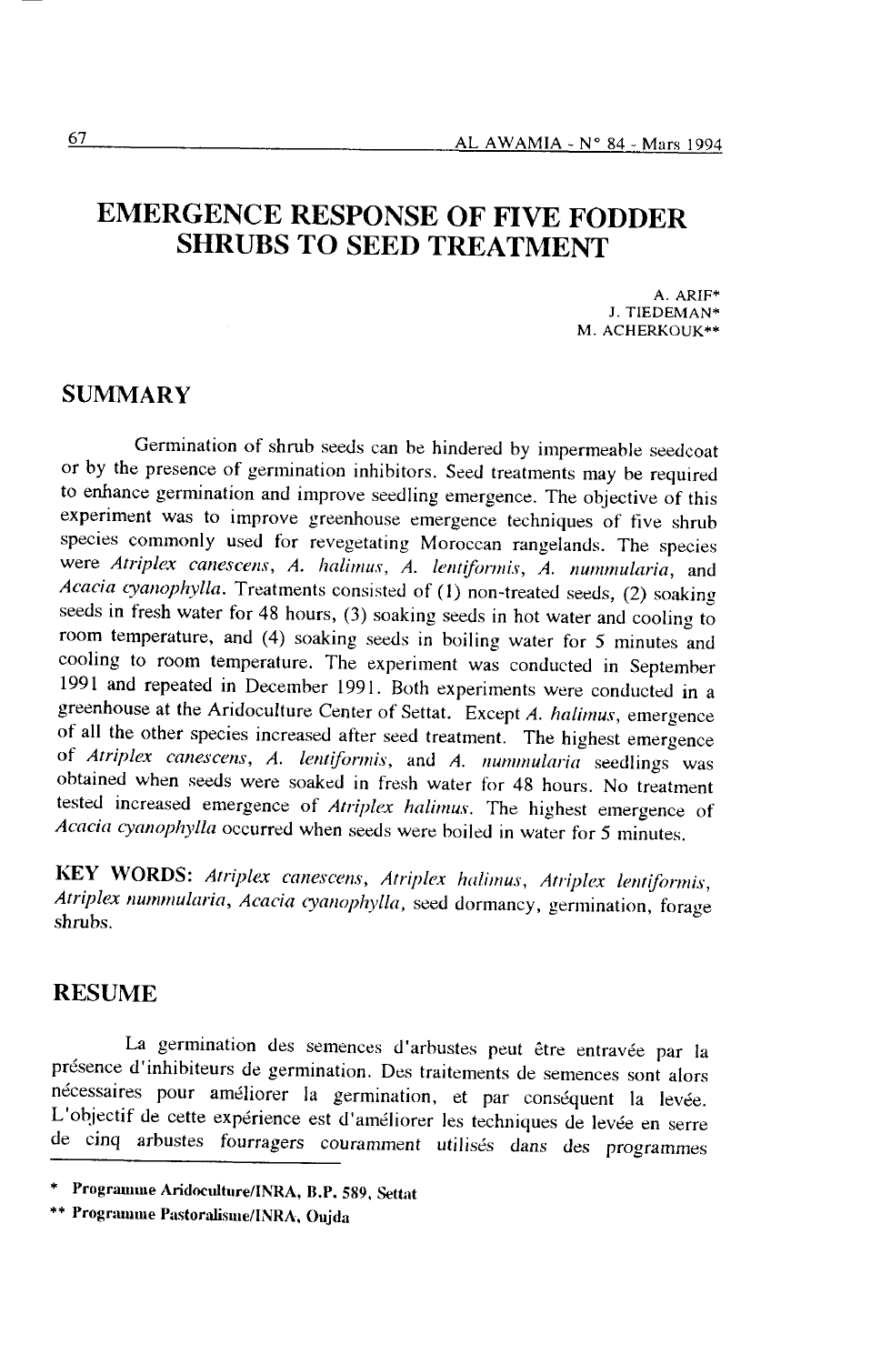# EMERGENCE RESPONSE OF FIVE FODDER SHRUBS TO SEED TREATMENT

A. ARIF*
J. TIEDEMAN*
M. ACHERKOUK**

## SUMMARY

Germination of shrub seeds can be hindered by impermeable seedcoat or by the presence of germination inhibitors. Seed treatments may be required to enhance germination and improve seedling emergence. The objective of this experiment was to improve greenhouse emergence techniques of five shrub species commonly used for revegetating Moroccan rangelands. The species were *Atriplex canescens*, *A. halimus*, *A. lentiformis*, *A. nummularia*, and *Acacia cyanophylla*. Treatments consisted of (1) non-treated seeds, (2) soaking seeds in fresh water for 48 hours, (3) soaking seeds in hot water and cooling to room temperature, and (4) soaking seeds in boiling water for 5 minutes and cooling to room temperature. The experiment was conducted in September 1991 and repeated in December 1991. Both experiments were conducted in a greenhouse at the Aridoculture Center of Settat. Except *A. halimus*, emergence of all the other species increased after seed treatment. The highest emergence of *Atriplex canescens*, *A. lentiformis*, and *A. nummularia* seedlings was obtained when seeds were soaked in fresh water for 48 hours. No treatment tested increased emergence of *Atriplex halimus*. The highest emergence of *Acacia cyanophylla* occurred when seeds were boiled in water for 5 minutes.

**KEY WORDS:** *Atriplex canescens*, *Atriplex halimus*, *Atriplex lentiformis*, *Atriplex nummularia*, *Acacia cyanophylla*, seed dormancy, germination, forage shrubs.

## RESUME

La germination des semences d'arbustes peut être entravée par la présence d'inhibiteurs de germination. Des traitements de semences sont alors nécessaires pour améliorer la germination, et par conséquent la levée. L'objectif de cette expérience est d'améliorer les techniques de levée en serre de cinq arbustes fourragers couramment utilisés dans des programmes

---

\* **Programme Aridoculture/INRA, B.P. 589, Settat**

\** **Programme Pastoralisme/INRA, Oujda**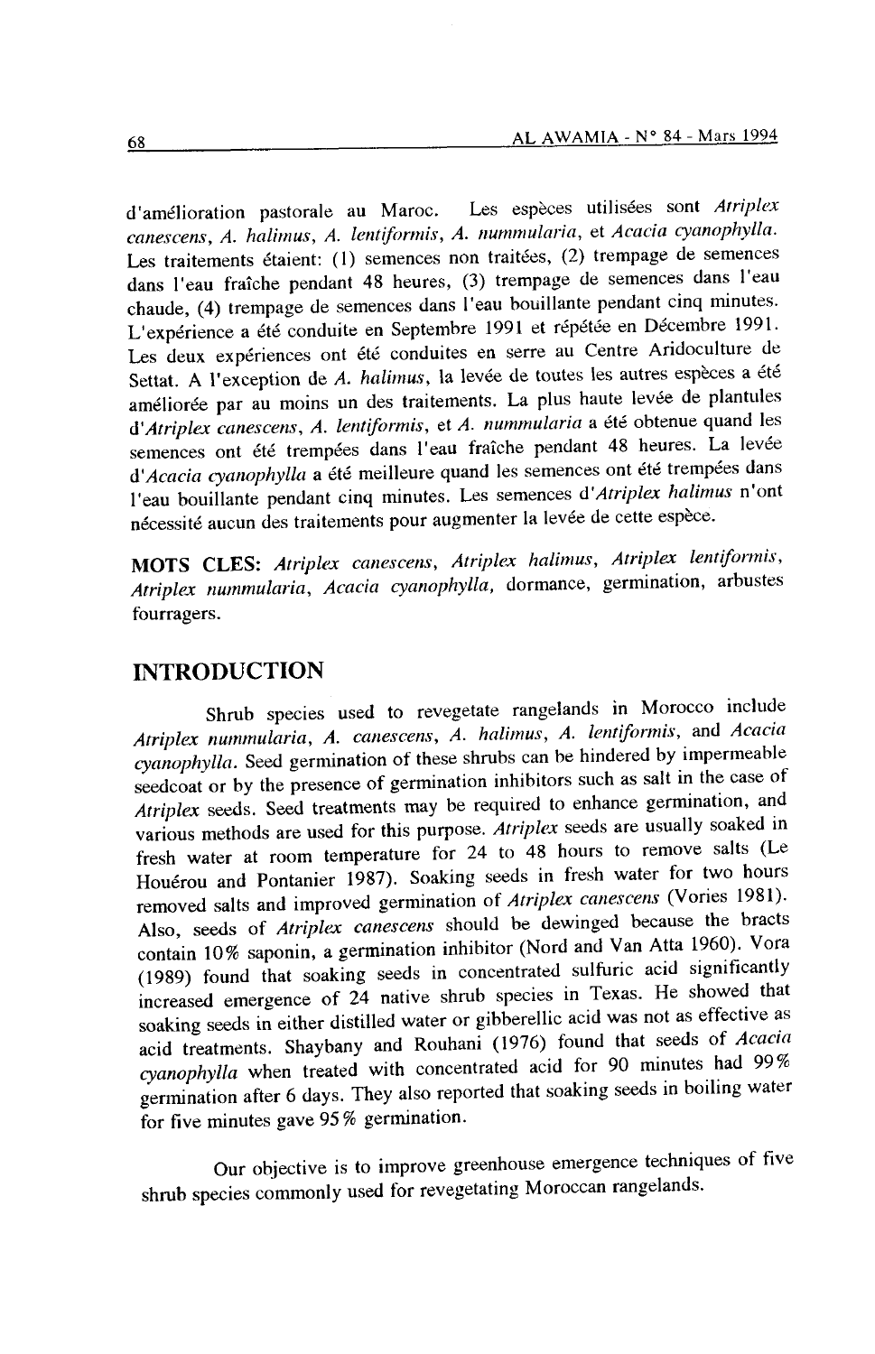d'amélioration pastorale au Maroc. Les espèces utilisées sont *Atriplex canescens*, *A. halimus*, *A. lentiformis*, *A. nummularia*, et *Acacia cyanophylla*. Les traitements étaient: (1) semences non traitées, (2) trempage de semences dans l'eau fraîche pendant 48 heures, (3) trempage de semences dans l'eau chaude, (4) trempage de semences dans l'eau bouillante pendant cinq minutes. L'expérience a été conduite en Septembre 1991 et répétée en Décembre 1991. Les deux expériences ont été conduites en serre au Centre Aridoculture de Settat. A l'exception de *A. halimus*, la levée de toutes les autres espèces a été améliorée par au moins un des traitements. La plus haute levée de plantules d'*Atriplex canescens*, *A. lentiformis*, et *A. nummularia* a été obtenue quand les semences ont été trempées dans l'eau fraîche pendant 48 heures. La levée d'*Acacia cyanophylla* a été meilleure quand les semences ont été trempées dans l'eau bouillante pendant cinq minutes. Les semences d'*Atriplex halimus* n'ont nécessité aucun des traitements pour augmenter la levée de cette espèce.

**MOTS CLES:** *Atriplex canescens*, *Atriplex halimus*, *Atriplex lentiformis*, *Atriplex nummularia*, *Acacia cyanophylla*, dormance, germination, arbustes fourragers.

## INTRODUCTION

Shrub species used to revegetate rangelands in Morocco include *Atriplex nummularia*, *A. canescens*, *A. halimus*, *A. lentiformis*, and *Acacia cyanophylla*. Seed germination of these shrubs can be hindered by impermeable seedcoat or by the presence of germination inhibitors such as salt in the case of *Atriplex* seeds. Seed treatments may be required to enhance germination, and various methods are used for this purpose. *Atriplex* seeds are usually soaked in fresh water at room temperature for 24 to 48 hours to remove salts (Le Houérou and Pontanier 1987). Soaking seeds in fresh water for two hours removed salts and improved germination of *Atriplex canescens* (Vories 1981). Also, seeds of *Atriplex canescens* should be dewinged because the bracts contain 10% saponin, a germination inhibitor (Nord and Van Atta 1960). Vora (1989) found that soaking seeds in concentrated sulfuric acid significantly increased emergence of 24 native shrub species in Texas. He showed that soaking seeds in either distilled water or gibberellic acid was not as effective as acid treatments. Shaybany and Rouhani (1976) found that seeds of *Acacia cyanophylla* when treated with concentrated acid for 90 minutes had 99% germination after 6 days. They also reported that soaking seeds in boiling water for five minutes gave 95% germination.

Our objective is to improve greenhouse emergence techniques of five shrub species commonly used for revegetating Moroccan rangelands.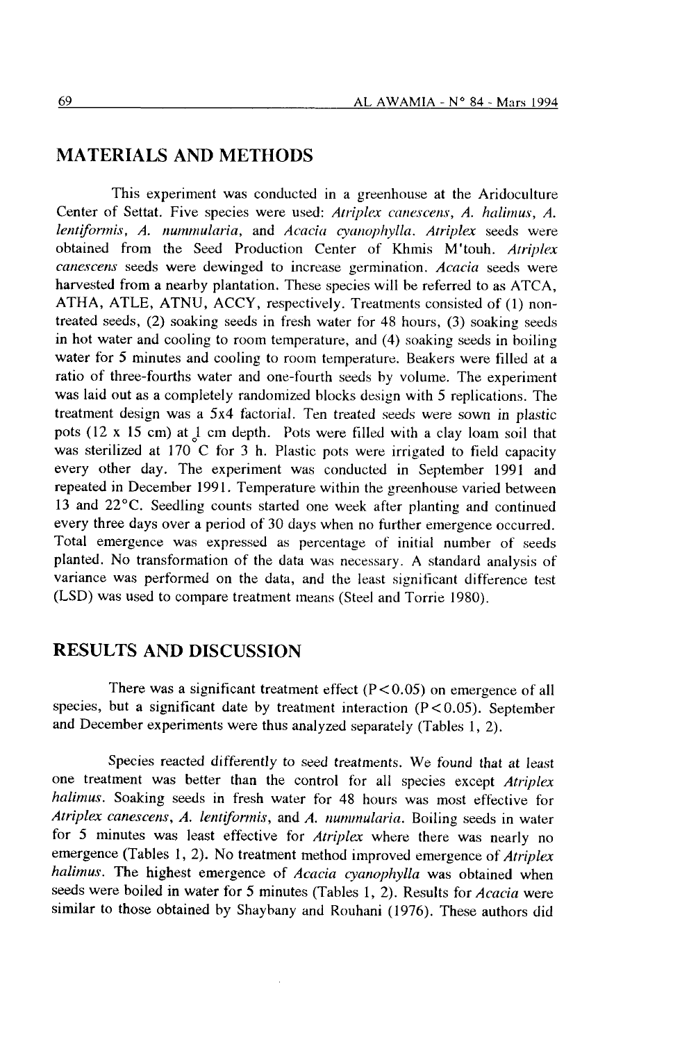## MATERIALS AND METHODS

This experiment was conducted in a greenhouse at the Aridoculture Center of Settat. Five species were used: *Atriplex canescens*, *A. halimus*, *A. lentiformis*, *A. nummularia*, and *Acacia cyanophylla*. *Atriplex* seeds were obtained from the Seed Production Center of Khmis M'touh. *Atriplex canescens* seeds were dewinged to increase germination. *Acacia* seeds were harvested from a nearby plantation. These species will be referred to as ATCA, ATHA, ATLE, ATNU, ACCY, respectively. Treatments consisted of (1) non-treated seeds, (2) soaking seeds in fresh water for 48 hours, (3) soaking seeds in hot water and cooling to room temperature, and (4) soaking seeds in boiling water for 5 minutes and cooling to room temperature. Beakers were filled at a ratio of three-fourths water and one-fourth seeds by volume. The experiment was laid out as a completely randomized blocks design with 5 replications. The treatment design was a 5x4 factorial. Ten treated seeds were sown in plastic pots (12 x 15 cm) at 1 cm depth. Pots were filled with a clay loam soil that was sterilized at 170°C for 3 h. Plastic pots were irrigated to field capacity every other day. The experiment was conducted in September 1991 and repeated in December 1991. Temperature within the greenhouse varied between 13 and 22°C. Seedling counts started one week after planting and continued every three days over a period of 30 days when no further emergence occurred. Total emergence was expressed as percentage of initial number of seeds planted. No transformation of the data was necessary. A standard analysis of variance was performed on the data, and the least significant difference test (LSD) was used to compare treatment means (Steel and Torrie 1980).

## RESULTS AND DISCUSSION

There was a significant treatment effect ($P<0.05$) on emergence of all species, but a significant date by treatment interaction ($P<0.05$). September and December experiments were thus analyzed separately (Tables 1, 2).

Species reacted differently to seed treatments. We found that at least one treatment was better than the control for all species except *Atriplex halimus*. Soaking seeds in fresh water for 48 hours was most effective for *Atriplex canescens*, *A. lentiformis*, and *A. nummularia*. Boiling seeds in water for 5 minutes was least effective for *Atriplex* where there was nearly no emergence (Tables 1, 2). No treatment method improved emergence of *Atriplex halimus*. The highest emergence of *Acacia cyanophylla* was obtained when seeds were boiled in water for 5 minutes (Tables 1, 2). Results for *Acacia* were similar to those obtained by Shaybany and Rouhani (1976). These authors did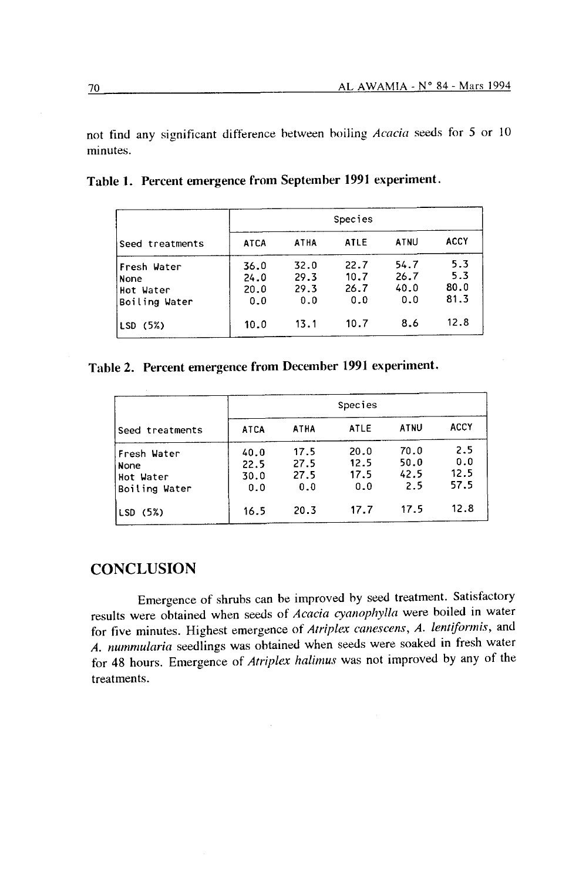not find any significant difference between boiling *Acacia* seeds for 5 or 10 minutes.

**Table 1. Percent emergence from September 1991 experiment.**

| | Species | | | | |
|---|---|---|---|---|---|
| Seed treatments | ATCA | ATHA | ATLE | ATNU | ACCY |
| Fresh Water | 36.0 | 32.0 | 22.7 | 54.7 | 5.3 |
| None | 24.0 | 29.3 | 10.7 | 26.7 | 5.3 |
| Hot Water | 20.0 | 29.3 | 26.7 | 40.0 | 80.0 |
| Boiling Water | 0.0 | 0.0 | 0.0 | 0.0 | 81.3 |
| LSD (5%) | 10.0 | 13.1 | 10.7 | 8.6 | 12.8 |

**Table 2. Percent emergence from December 1991 experiment.**

| | Species | | | | |
|---|---|---|---|---|---|
| Seed treatments | ATCA | ATHA | ATLE | ATNU | ACCY |
| Fresh Water | 40.0 | 17.5 | 20.0 | 70.0 | 2.5 |
| None | 22.5 | 27.5 | 12.5 | 50.0 | 0.0 |
| Hot Water | 30.0 | 27.5 | 17.5 | 42.5 | 12.5 |
| Boiling Water | 0.0 | 0.0 | 0.0 | 2.5 | 57.5 |
| LSD (5%) | 16.5 | 20.3 | 17.7 | 17.5 | 12.8 |

## CONCLUSION

Emergence of shrubs can be improved by seed treatment. Satisfactory results were obtained when seeds of *Acacia cyanophylla* were boiled in water for five minutes. Highest emergence of *Atriplex canescens*, *A. lentiformis*, and *A. nummularia* seedlings was obtained when seeds were soaked in fresh water for 48 hours. Emergence of *Atriplex halimus* was not improved by any of the treatments.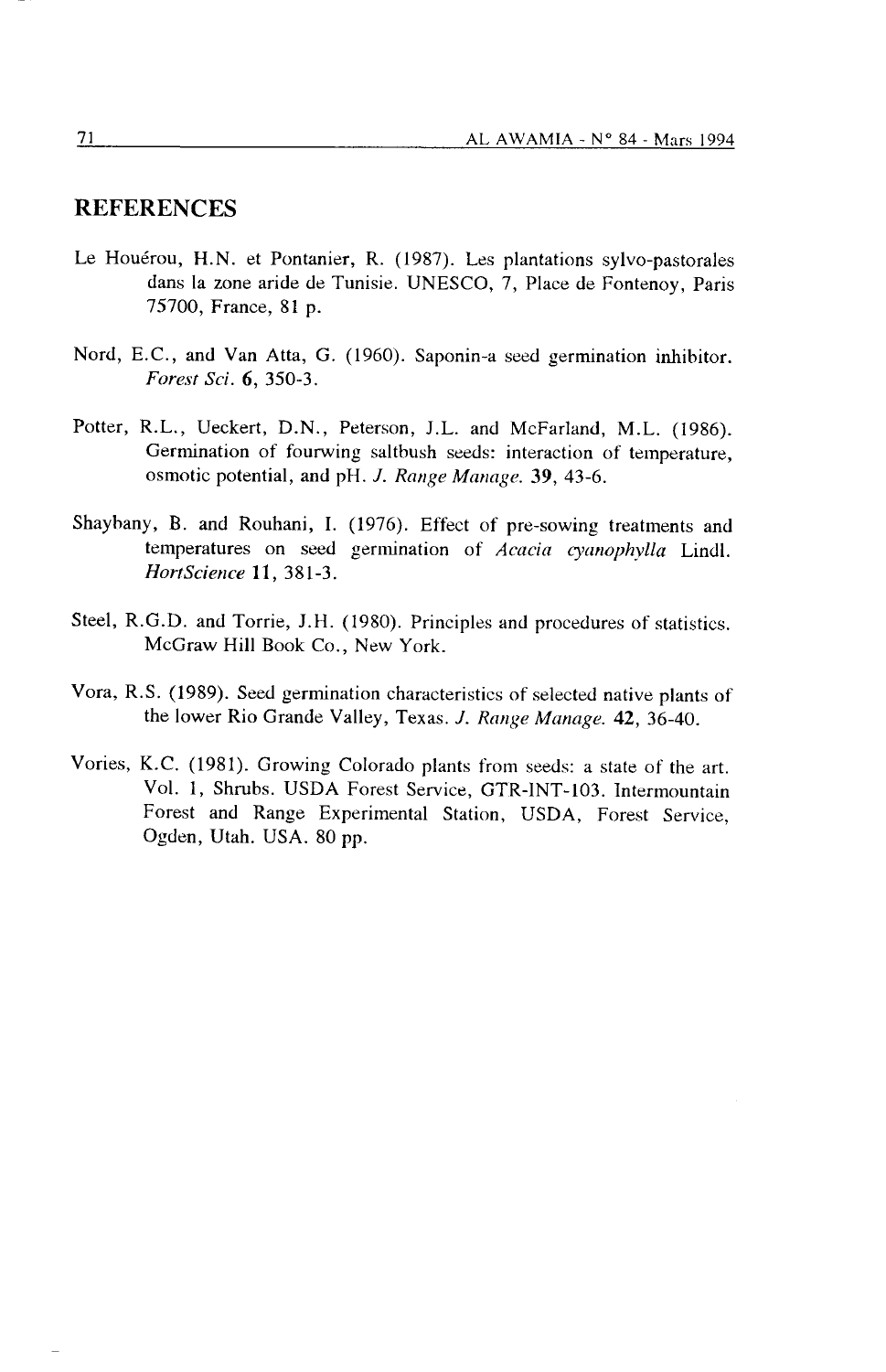## REFERENCES

Le Houérou, H.N. et Pontanier, R. (1987). Les plantations sylvo-pastorales dans la zone aride de Tunisie. UNESCO, 7, Place de Fontenoy, Paris 75700, France, 81 p.

Nord, E.C., and Van Atta, G. (1960). Saponin-a seed germination inhibitor. *Forest Sci.* **6**, 350-3.

Potter, R.L., Ueckert, D.N., Peterson, J.L. and McFarland, M.L. (1986). Germination of fourwing saltbush seeds: interaction of temperature, osmotic potential, and pH. *J. Range Manage.* **39**, 43-6.

Shaybany, B. and Rouhani, I. (1976). Effect of pre-sowing treatments and temperatures on seed germination of *Acacia cyanophylla* Lindl. *HortScience* **11**, 381-3.

Steel, R.G.D. and Torrie, J.H. (1980). Principles and procedures of statistics. McGraw Hill Book Co., New York.

Vora, R.S. (1989). Seed germination characteristics of selected native plants of the lower Rio Grande Valley, Texas. *J. Range Manage.* **42**, 36-40.

Vories, K.C. (1981). Growing Colorado plants from seeds: a state of the art. Vol. 1, Shrubs. USDA Forest Service, GTR-INT-103. Intermountain Forest and Range Experimental Station, USDA, Forest Service, Ogden, Utah. USA. 80 pp.